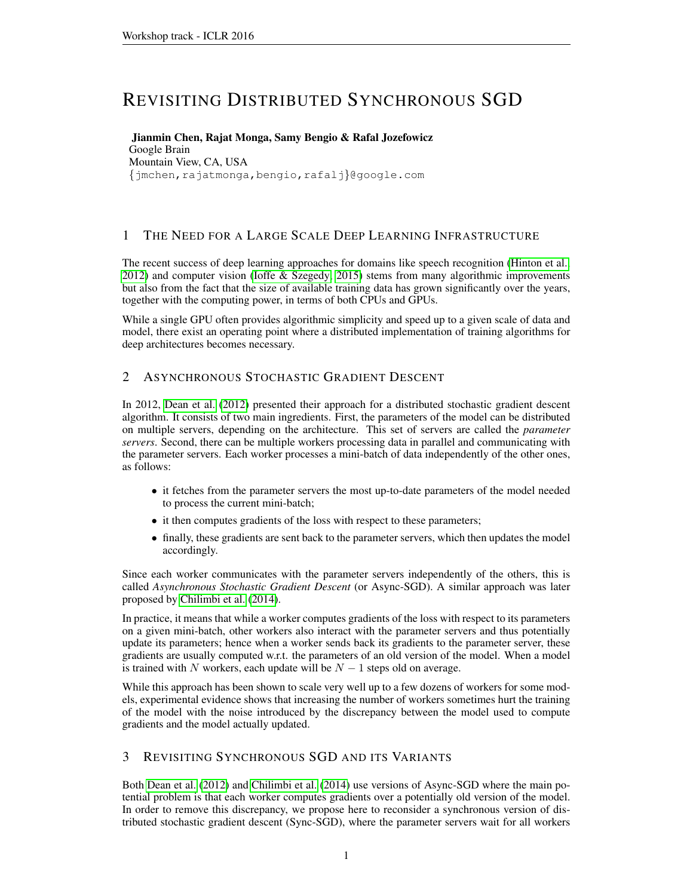# REVISITING DISTRIBUTED SYNCHRONOUS SGD

**Jianmin Chen, Rajat Monga, Samy Bengio & Rafal Jozefowicz**
Google Brain
Mountain View, CA, USA
{jmchen,rajatmonga,bengio,rafalj}@google.com

## 1 THE NEED FOR A LARGE SCALE DEEP LEARNING INFRASTRUCTURE

The recent success of deep learning approaches for domains like speech recognition (Hinton et al., 2012) and computer vision (Ioffe & Szegedy, 2015) stems from many algorithmic improvements but also from the fact that the size of available training data has grown significantly over the years, together with the computing power, in terms of both CPUs and GPUs.

While a single GPU often provides algorithmic simplicity and speed up to a given scale of data and model, there exist an operating point where a distributed implementation of training algorithms for deep architectures becomes necessary.

## 2 ASYNCHRONOUS STOCHASTIC GRADIENT DESCENT

In 2012, Dean et al. (2012) presented their approach for a distributed stochastic gradient descent algorithm. It consists of two main ingredients. First, the parameters of the model can be distributed on multiple servers, depending on the architecture. This set of servers are called the *parameter servers*. Second, there can be multiple workers processing data in parallel and communicating with the parameter servers. Each worker processes a mini-batch of data independently of the other ones, as follows:

- it fetches from the parameter servers the most up-to-date parameters of the model needed to process the current mini-batch;
- it then computes gradients of the loss with respect to these parameters;
- finally, these gradients are sent back to the parameter servers, which then updates the model accordingly.

Since each worker communicates with the parameter servers independently of the others, this is called *Asynchronous Stochastic Gradient Descent* (or Async-SGD). A similar approach was later proposed by Chilimbi et al. (2014).

In practice, it means that while a worker computes gradients of the loss with respect to its parameters on a given mini-batch, other workers also interact with the parameter servers and thus potentially update its parameters; hence when a worker sends back its gradients to the parameter server, these gradients are usually computed w.r.t. the parameters of an old version of the model. When a model is trained with $N$ workers, each update will be $N-1$ steps old on average.

While this approach has been shown to scale very well up to a few dozens of workers for some models, experimental evidence shows that increasing the number of workers sometimes hurt the training of the model with the noise introduced by the discrepancy between the model used to compute gradients and the model actually updated.

## 3 REVISITING SYNCHRONOUS SGD AND ITS VARIANTS

Both Dean et al. (2012) and Chilimbi et al. (2014) use versions of Async-SGD where the main potential problem is that each worker computes gradients over a potentially old version of the model. In order to remove this discrepancy, we propose here to reconsider a synchronous version of distributed stochastic gradient descent (Sync-SGD), where the parameter servers wait for all workers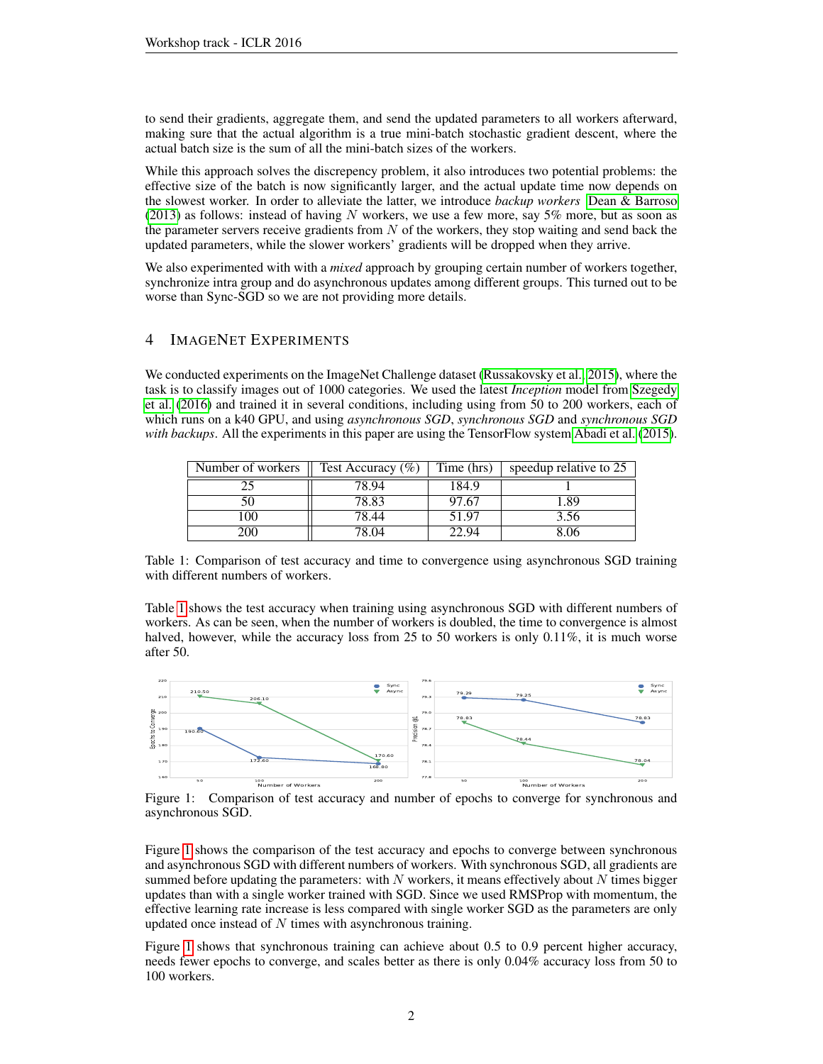to send their gradients, aggregate them, and send the updated parameters to all workers afterward, making sure that the actual algorithm is a true mini-batch stochastic gradient descent, where the actual batch size is the sum of all the mini-batch sizes of the workers.

While this approach solves the discrepency problem, it also introduces two potential problems: the effective size of the batch is now significantly larger, and the actual update time now depends on the slowest worker. In order to alleviate the latter, we introduce *backup workers* Dean & Barroso (2013) as follows: instead of having $N$ workers, we use a few more, say 5% more, but as soon as the parameter servers receive gradients from $N$ of the workers, they stop waiting and send back the updated parameters, while the slower workers' gradients will be dropped when they arrive.

We also experimented with with a *mixed* approach by grouping certain number of workers together, synchronize intra group and do asynchronous updates among different groups. This turned out to be worse than Sync-SGD so we are not providing more details.

## 4 ImageNet Experiments

We conducted experiments on the ImageNet Challenge dataset (Russakovsky et al., 2015), where the task is to classify images out of 1000 categories. We used the latest *Inception* model from Szegedy et al. (2016) and trained it in several conditions, including using from 50 to 200 workers, each of which runs on a k40 GPU, and using *asynchronous SGD*, *synchronous SGD* and *synchronous SGD with backups*. All the experiments in this paper are using the TensorFlow system Abadi et al. (2015).

| Number of workers | Test Accuracy (%) | Time (hrs) | speedup relative to 25 |
|---|---|---|---|
| 25 | 78.94 | 184.9 | 1 |
| 50 | 78.83 | 97.67 | 1.89 |
| 100 | 78.44 | 51.97 | 3.56 |
| 200 | 78.04 | 22.94 | 8.06 |

Table 1: Comparison of test accuracy and time to convergence using asynchronous SGD training with different numbers of workers.

Table 1 shows the test accuracy when training using asynchronous SGD with different numbers of workers. As can be seen, when the number of workers is doubled, the time to convergence is almost halved, however, while the accuracy loss from 25 to 50 workers is only 0.11%, it is much worse after 50.

Figure 1: Comparison of test accuracy and number of epochs to converge for synchronous and asynchronous SGD.

Figure 1 shows the comparison of the test accuracy and epochs to converge between synchronous and asynchronous SGD with different numbers of workers. With synchronous SGD, all gradients are summed before updating the parameters: with $N$ workers, it means effectively about $N$ times bigger updates than with a single worker trained with SGD. Since we used RMSProp with momentum, the effective learning rate increase is less compared with single worker SGD as the parameters are only updated once instead of $N$ times with asynchronous training.

Figure 1 shows that synchronous training can achieve about 0.5 to 0.9 percent higher accuracy, needs fewer epochs to converge, and scales better as there is only 0.04% accuracy loss from 50 to 100 workers.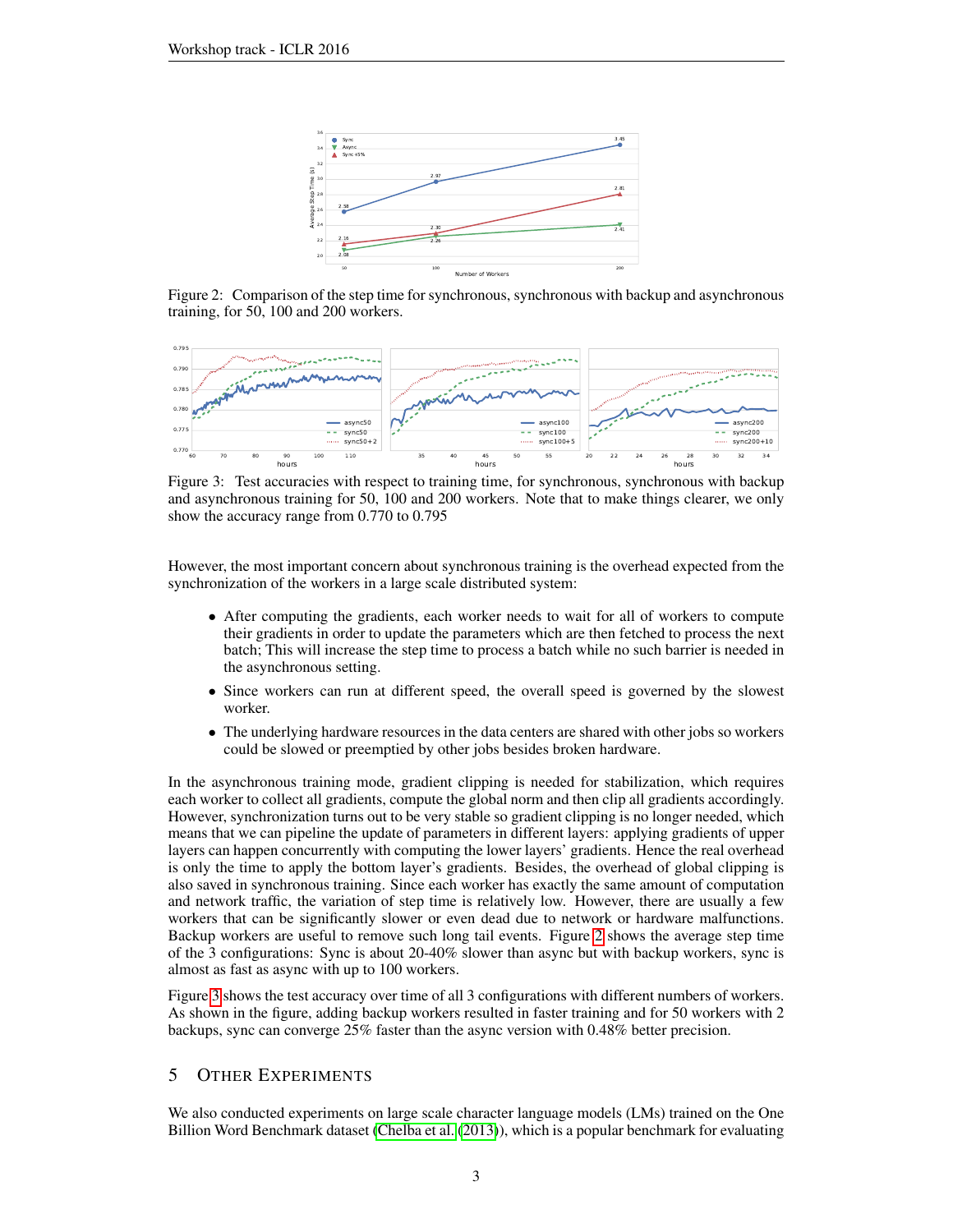Figure 2: Comparison of the step time for synchronous, synchronous with backup and asynchronous training, for 50, 100 and 200 workers.

Figure 3: Test accuracies with respect to training time, for synchronous, synchronous with backup and asynchronous training for 50, 100 and 200 workers. Note that to make things clearer, we only show the accuracy range from 0.770 to 0.795

However, the most important concern about synchronous training is the overhead expected from the synchronization of the workers in a large scale distributed system:

- After computing the gradients, each worker needs to wait for all of workers to compute their gradients in order to update the parameters which are then fetched to process the next batch; This will increase the step time to process a batch while no such barrier is needed in the asynchronous setting.
- Since workers can run at different speed, the overall speed is governed by the slowest worker.
- The underlying hardware resources in the data centers are shared with other jobs so workers could be slowed or preemptied by other jobs besides broken hardware.

In the asynchronous training mode, gradient clipping is needed for stabilization, which requires each worker to collect all gradients, compute the global norm and then clip all gradients accordingly. However, synchronization turns out to be very stable so gradient clipping is no longer needed, which means that we can pipeline the update of parameters in different layers: applying gradients of upper layers can happen concurrently with computing the lower layers' gradients. Hence the real overhead is only the time to apply the bottom layer's gradients. Besides, the overhead of global clipping is also saved in synchronous training. Since each worker has exactly the same amount of computation and network traffic, the variation of step time is relatively low. However, there are usually a few workers that can be significantly slower or even dead due to network or hardware malfunctions. Backup workers are useful to remove such long tail events. Figure 2 shows the average step time of the 3 configurations: Sync is about 20-40% slower than async but with backup workers, sync is almost as fast as async with up to 100 workers.

Figure 3 shows the test accuracy over time of all 3 configurations with different numbers of workers. As shown in the figure, adding backup workers resulted in faster training and for 50 workers with 2 backups, sync can converge 25% faster than the async version with 0.48% better precision.

## 5 Other Experiments

We also conducted experiments on large scale character language models (LMs) trained on the One Billion Word Benchmark dataset (Chelba et al. (2013)), which is a popular benchmark for evaluating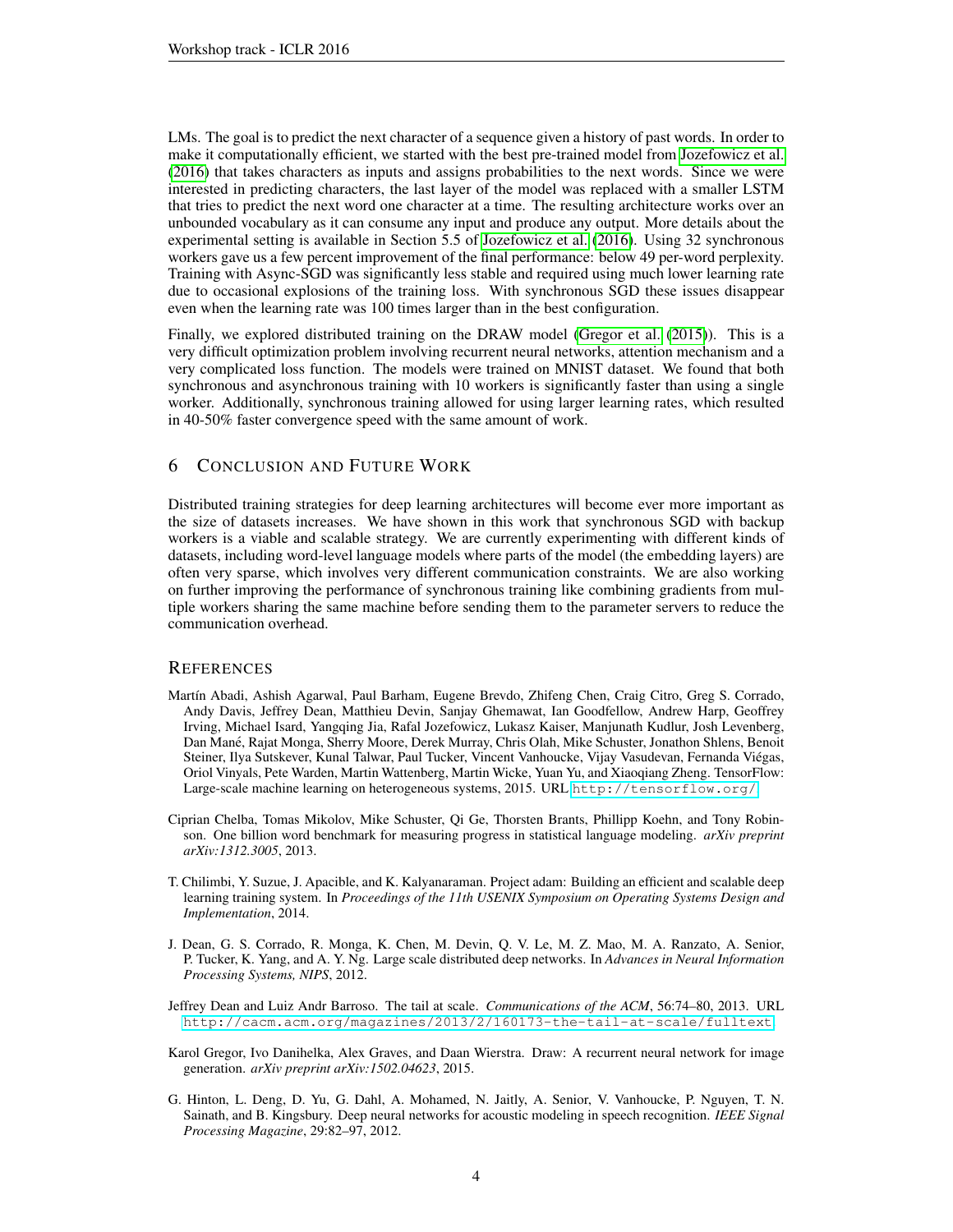LMs. The goal is to predict the next character of a sequence given a history of past words. In order to make it computationally efficient, we started with the best pre-trained model from Jozefowicz et al. (2016) that takes characters as inputs and assigns probabilities to the next words. Since we were interested in predicting characters, the last layer of the model was replaced with a smaller LSTM that tries to predict the next word one character at a time. The resulting architecture works over an unbounded vocabulary as it can consume any input and produce any output. More details about the experimental setting is available in Section 5.5 of Jozefowicz et al. (2016). Using 32 synchronous workers gave us a few percent improvement of the final performance: below 49 per-word perplexity. Training with Async-SGD was significantly less stable and required using much lower learning rate due to occasional explosions of the training loss. With synchronous SGD these issues disappear even when the learning rate was 100 times larger than in the best configuration.

Finally, we explored distributed training on the DRAW model (Gregor et al. (2015)). This is a very difficult optimization problem involving recurrent neural networks, attention mechanism and a very complicated loss function. The models were trained on MNIST dataset. We found that both synchronous and asynchronous training with 10 workers is significantly faster than using a single worker. Additionally, synchronous training allowed for using larger learning rates, which resulted in 40-50% faster convergence speed with the same amount of work.

## 6 Conclusion and Future Work

Distributed training strategies for deep learning architectures will become ever more important as the size of datasets increases. We have shown in this work that synchronous SGD with backup workers is a viable and scalable strategy. We are currently experimenting with different kinds of datasets, including word-level language models where parts of the model (the embedding layers) are often very sparse, which involves very different communication constraints. We are also working on further improving the performance of synchronous training like combining gradients from multiple workers sharing the same machine before sending them to the parameter servers to reduce the communication overhead.

## References

Martín Abadi, Ashish Agarwal, Paul Barham, Eugene Brevdo, Zhifeng Chen, Craig Citro, Greg S. Corrado, Andy Davis, Jeffrey Dean, Matthieu Devin, Sanjay Ghemawat, Ian Goodfellow, Andrew Harp, Geoffrey Irving, Michael Isard, Yangqing Jia, Rafal Jozefowicz, Lukasz Kaiser, Manjunath Kudlur, Josh Levenberg, Dan Mané, Rajat Monga, Sherry Moore, Derek Murray, Chris Olah, Mike Schuster, Jonathon Shlens, Benoit Steiner, Ilya Sutskever, Kunal Talwar, Paul Tucker, Vincent Vanhoucke, Vijay Vasudevan, Fernanda Viégas, Oriol Vinyals, Pete Warden, Martin Wattenberg, Martin Wicke, Yuan Yu, and Xiaoqiang Zheng. TensorFlow: Large-scale machine learning on heterogeneous systems, 2015. URL http://tensorflow.org/.

Ciprian Chelba, Tomas Mikolov, Mike Schuster, Qi Ge, Thorsten Brants, Phillipp Koehn, and Tony Robinson. One billion word benchmark for measuring progress in statistical language modeling. *arXiv preprint arXiv:1312.3005*, 2013.

T. Chilimbi, Y. Suzue, J. Apacible, and K. Kalyanaraman. Project adam: Building an efficient and scalable deep learning training system. In *Proceedings of the 11th USENIX Symposium on Operating Systems Design and Implementation*, 2014.

J. Dean, G. S. Corrado, R. Monga, K. Chen, M. Devin, Q. V. Le, M. Z. Mao, M. A. Ranzato, A. Senior, P. Tucker, K. Yang, and A. Y. Ng. Large scale distributed deep networks. In *Advances in Neural Information Processing Systems, NIPS*, 2012.

Jeffrey Dean and Luiz Andr Barroso. The tail at scale. *Communications of the ACM*, 56:74–80, 2013. URL http://cacm.acm.org/magazines/2013/2/160173-the-tail-at-scale/fulltext.

Karol Gregor, Ivo Danihelka, Alex Graves, and Daan Wierstra. Draw: A recurrent neural network for image generation. *arXiv preprint arXiv:1502.04623*, 2015.

G. Hinton, L. Deng, D. Yu, G. Dahl, A. Mohamed, N. Jaitly, A. Senior, V. Vanhoucke, P. Nguyen, T. N. Sainath, and B. Kingsbury. Deep neural networks for acoustic modeling in speech recognition. *IEEE Signal Processing Magazine*, 29:82–97, 2012.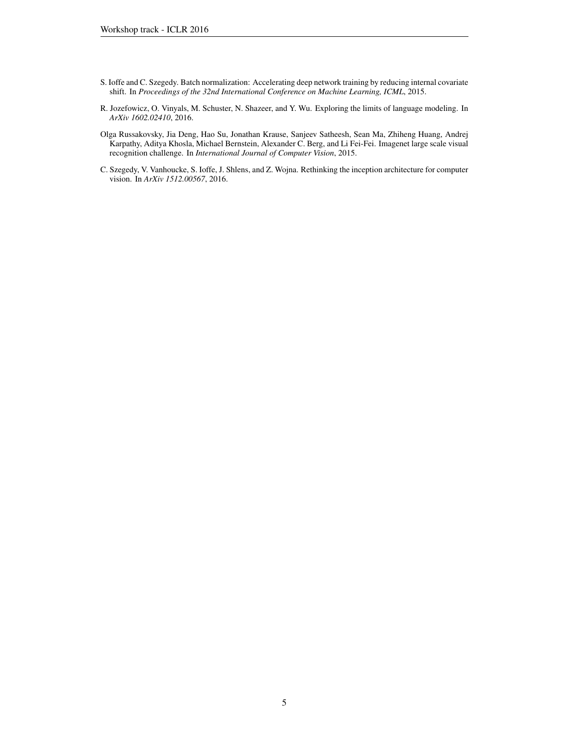S. Ioffe and C. Szegedy. Batch normalization: Accelerating deep network training by reducing internal covariate shift. In *Proceedings of the 32nd International Conference on Machine Learning, ICML*, 2015.

R. Jozefowicz, O. Vinyals, M. Schuster, N. Shazeer, and Y. Wu. Exploring the limits of language modeling. In *ArXiv 1602.02410*, 2016.

Olga Russakovsky, Jia Deng, Hao Su, Jonathan Krause, Sanjeev Satheesh, Sean Ma, Zhiheng Huang, Andrej Karpathy, Aditya Khosla, Michael Bernstein, Alexander C. Berg, and Li Fei-Fei. Imagenet large scale visual recognition challenge. In *International Journal of Computer Vision*, 2015.

C. Szegedy, V. Vanhoucke, S. Ioffe, J. Shlens, and Z. Wojna. Rethinking the inception architecture for computer vision. In *ArXiv 1512.00567*, 2016.